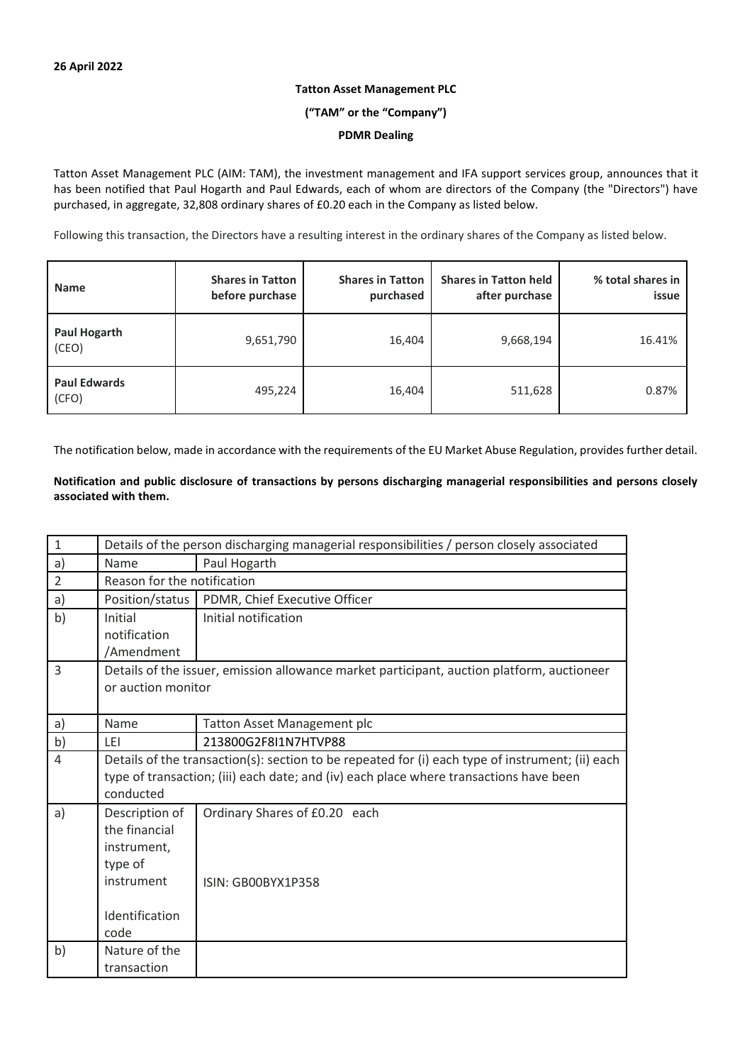**26 April 2022**

**Tatton Asset Management PLC**

**("TAM" or the "Company")**

**PDMR Dealing**

Tatton Asset Management PLC (AIM: TAM), the investment management and IFA support services group, announces that it has been notified that Paul Hogarth and Paul Edwards, each of whom are directors of the Company (the "Directors") have purchased, in aggregate, 32,808 ordinary shares of £0.20 each in the Company as listed below.

Following this transaction, the Directors have a resulting interest in the ordinary shares of the Company as listed below.

| Name | Shares in Tatton before purchase | Shares in Tatton purchased | Shares in Tatton held after purchase | % total shares in issue |
|---|---|---|---|---|
| **Paul Hogarth** (CEO) | 9,651,790 | 16,404 | 9,668,194 | 16.41% |
| **Paul Edwards** (CFO) | 495,224 | 16,404 | 511,628 | 0.87% |

The notification below, made in accordance with the requirements of the EU Market Abuse Regulation, provides further detail.

**Notification and public disclosure of transactions by persons discharging managerial responsibilities and persons closely associated with them.**

| | | |
|---|---|---|
| 1 | Details of the person discharging managerial responsibilities / person closely associated | |
| a) | Name | Paul Hogarth |
| 2 | Reason for the notification | |
| a) | Position/status | PDMR, Chief Executive Officer |
| b) | Initial notification /Amendment | Initial notification |
| 3 | Details of the issuer, emission allowance market participant, auction platform, auctioneer or auction monitor | |
| a) | Name | Tatton Asset Management plc |
| b) | LEI | 213800G2F8I1N7HTVP88 |
| 4 | Details of the transaction(s): section to be repeated for (i) each type of instrument; (ii) each type of transaction; (iii) each date; and (iv) each place where transactions have been conducted | |
| a) | Description of the financial instrument, type of instrument<br><br>Identification code | Ordinary Shares of £0.20 each<br><br>ISIN: GB00BYX1P358 |
| b) | Nature of the transaction | |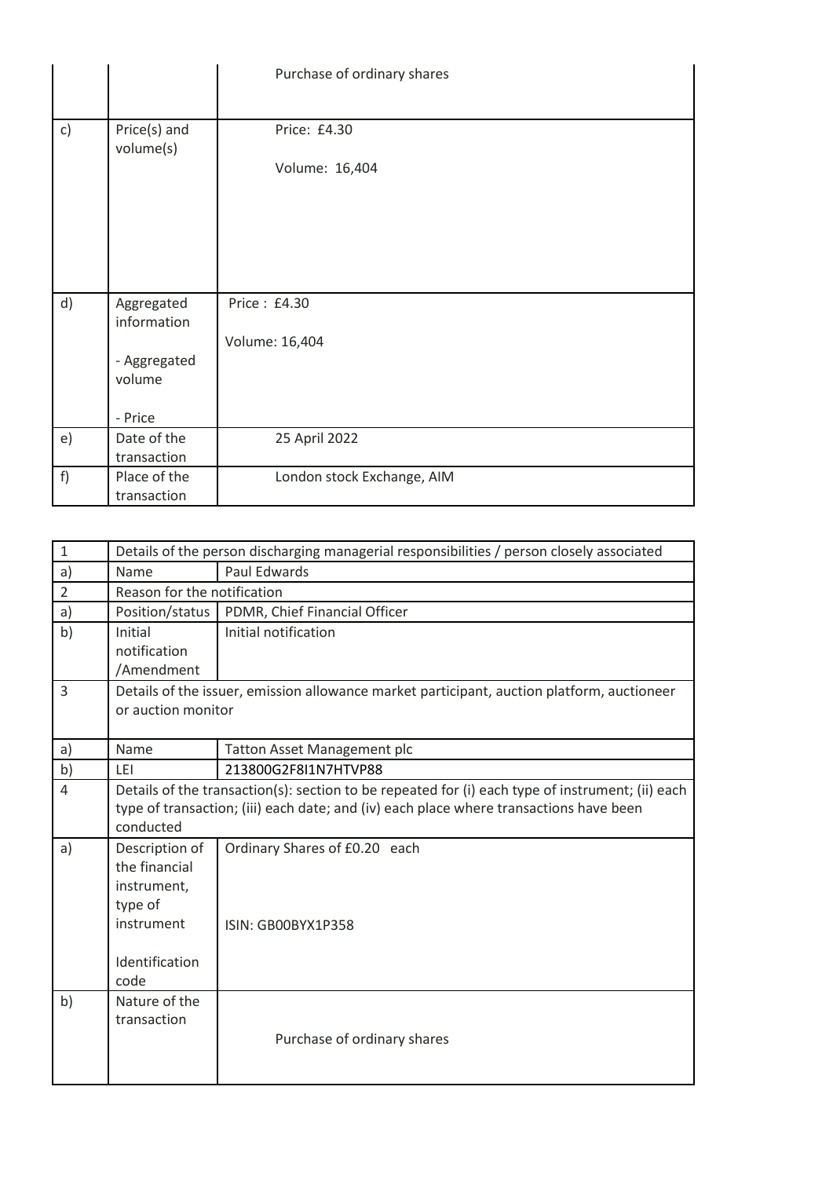| | | |
|---|---|---|
| | | Purchase of ordinary shares |
| c) | Price(s) and volume(s) | Price: £4.30<br><br>Volume: 16,404 |
| d) | Aggregated information<br><br>- Aggregated volume<br><br>- Price | Price : £4.30<br><br>Volume: 16,404 |
| e) | Date of the transaction | 25 April 2022 |
| f) | Place of the transaction | London stock Exchange, AIM |

| 1 | Details of the person discharging managerial responsibilities / person closely associated | |
|---|---|---|
| a) | Name | Paul Edwards |
| 2 | Reason for the notification | |
| a) | Position/status | PDMR, Chief Financial Officer |
| b) | Initial notification /Amendment | Initial notification |
| 3 | Details of the issuer, emission allowance market participant, auction platform, auctioneer or auction monitor | |
| a) | Name | Tatton Asset Management plc |
| b) | LEI | 213800G2F8I1N7HTVP88 |
| 4 | Details of the transaction(s): section to be repeated for (i) each type of instrument; (ii) each type of transaction; (iii) each date; and (iv) each place where transactions have been conducted | |
| a) | Description of the financial instrument, type of instrument<br><br>Identification code | Ordinary Shares of £0.20 each<br><br>ISIN: GB00BYX1P358 |
| b) | Nature of the transaction | Purchase of ordinary shares |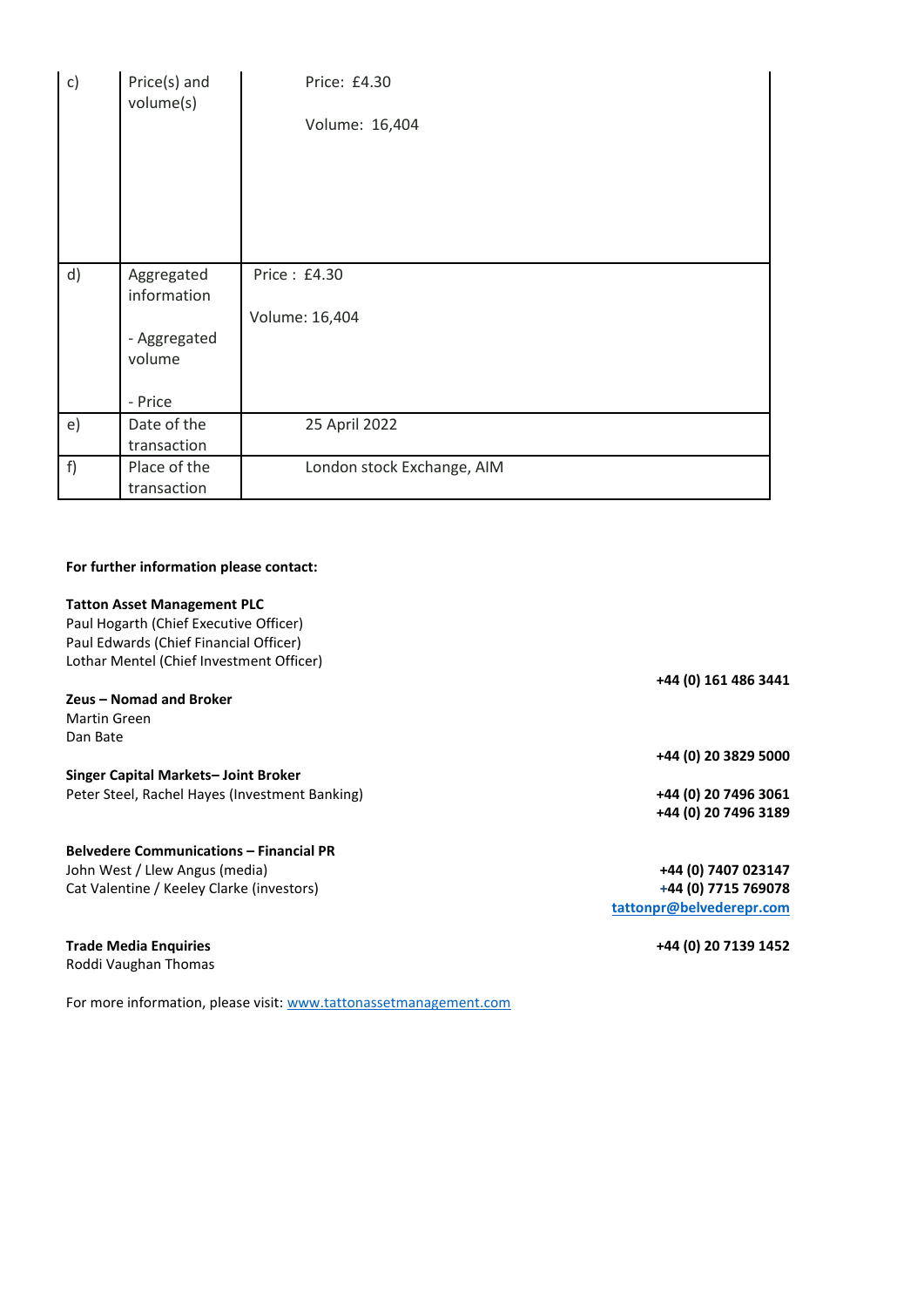| | | |
|---|---|---|
| c) | Price(s) and volume(s) | Price: £4.30<br><br>Volume: 16,404 |
| d) | Aggregated information<br><br>- Aggregated volume<br><br>- Price | Price : £4.30<br><br>Volume: 16,404 |
| e) | Date of the transaction | 25 April 2022 |
| f) | Place of the transaction | London stock Exchange, AIM |

**For further information please contact:**

**Tatton Asset Management PLC**
Paul Hogarth (Chief Executive Officer)
Paul Edwards (Chief Financial Officer)
Lothar Mentel (Chief Investment Officer)
**+44 (0) 161 486 3441**

**Zeus – Nomad and Broker**
Martin Green
Dan Bate
**+44 (0) 20 3829 5000**

**Singer Capital Markets– Joint Broker**
Peter Steel, Rachel Hayes (Investment Banking)
**+44 (0) 20 7496 3061**
**+44 (0) 20 7496 3189**

**Belvedere Communications – Financial PR**
John West / Llew Angus (media) **+44 (0) 7407 023147**
Cat Valentine / Keeley Clarke (investors) **+44 (0) 7715 769078**
**tattonpr@belvederepr.com**

**Trade Media Enquiries** **+44 (0) 20 7139 1452**
Roddi Vaughan Thomas

For more information, please visit: www.tattonassetmanagement.com